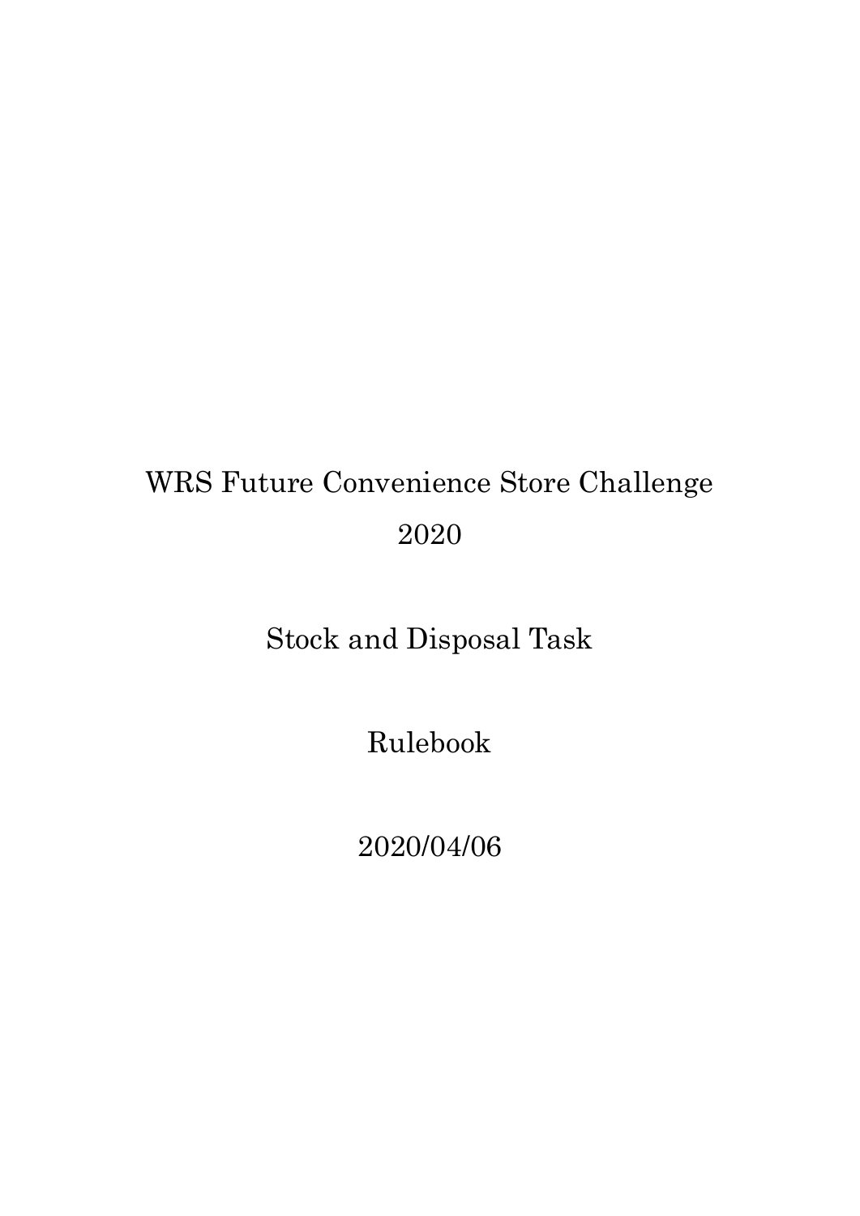# WRS Future Convenience Store Challenge 2020

# Stock and Disposal Task

# Rulebook

2020/04/06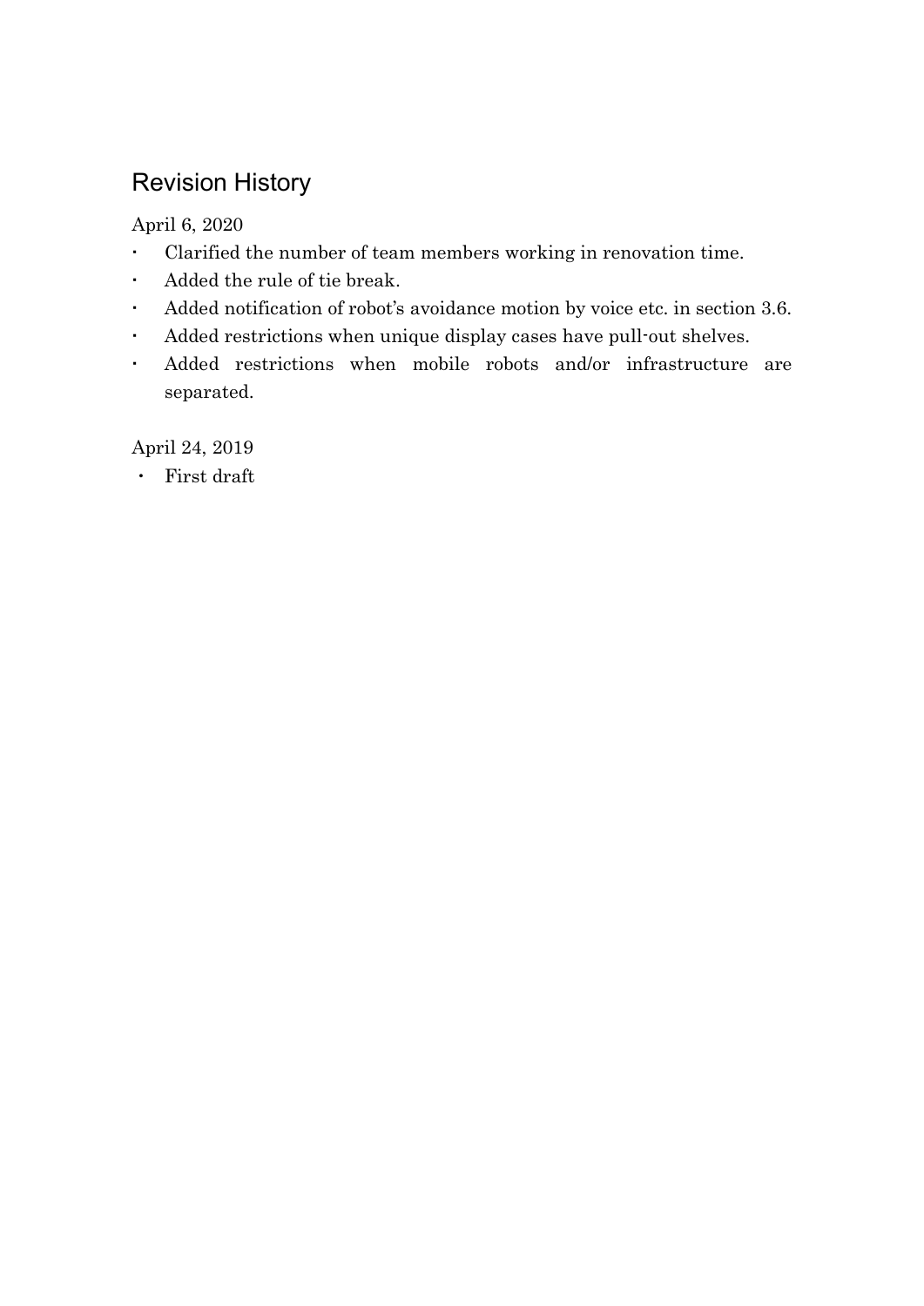## Revision History

April 6, 2020

- Clarified the number of team members working in renovation time.
- Added the rule of tie break.
- Added notification of robot's avoidance motion by voice etc. in section 3.6.
- Added restrictions when unique display cases have pull-out shelves.
- Added restrictions when mobile robots and/or infrastructure are separated.

April 24, 2019

- First draft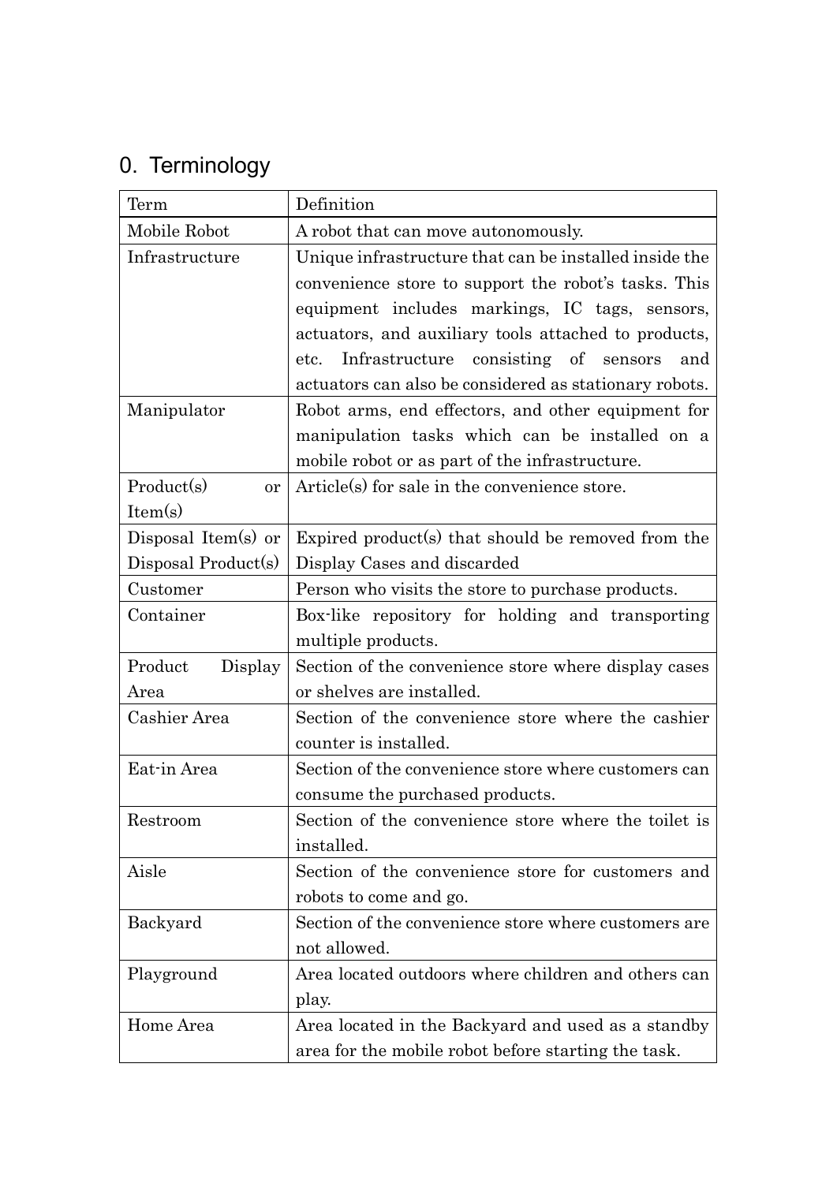## 0. Terminology

| Term | Definition |
|---|---|
| Mobile Robot | A robot that can move autonomously. |
| Infrastructure | Unique infrastructure that can be installed inside the convenience store to support the robot's tasks. This equipment includes markings, IC tags, sensors, actuators, and auxiliary tools attached to products, etc. Infrastructure consisting of sensors and actuators can also be considered as stationary robots. |
| Manipulator | Robot arms, end effectors, and other equipment for manipulation tasks which can be installed on a mobile robot or as part of the infrastructure. |
| Product(s) or Item(s) | Article(s) for sale in the convenience store. |
| Disposal Item(s) or Disposal Product(s) | Expired product(s) that should be removed from the Display Cases and discarded |
| Customer | Person who visits the store to purchase products. |
| Container | Box-like repository for holding and transporting multiple products. |
| Product Display Area | Section of the convenience store where display cases or shelves are installed. |
| Cashier Area | Section of the convenience store where the cashier counter is installed. |
| Eat-in Area | Section of the convenience store where customers can consume the purchased products. |
| Restroom | Section of the convenience store where the toilet is installed. |
| Aisle | Section of the convenience store for customers and robots to come and go. |
| Backyard | Section of the convenience store where customers are not allowed. |
| Playground | Area located outdoors where children and others can play. |
| Home Area | Area located in the Backyard and used as a standby area for the mobile robot before starting the task. |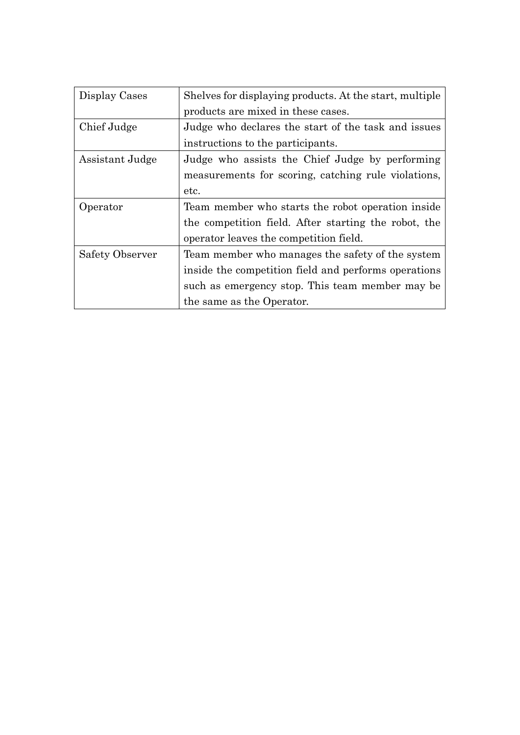| Display Cases | Shelves for displaying products. At the start, multiple products are mixed in these cases. |
|---|---|
| Chief Judge | Judge who declares the start of the task and issues instructions to the participants. |
| Assistant Judge | Judge who assists the Chief Judge by performing measurements for scoring, catching rule violations, etc. |
| Operator | Team member who starts the robot operation inside the competition field. After starting the robot, the operator leaves the competition field. |
| Safety Observer | Team member who manages the safety of the system inside the competition field and performs operations such as emergency stop. This team member may be the same as the Operator. |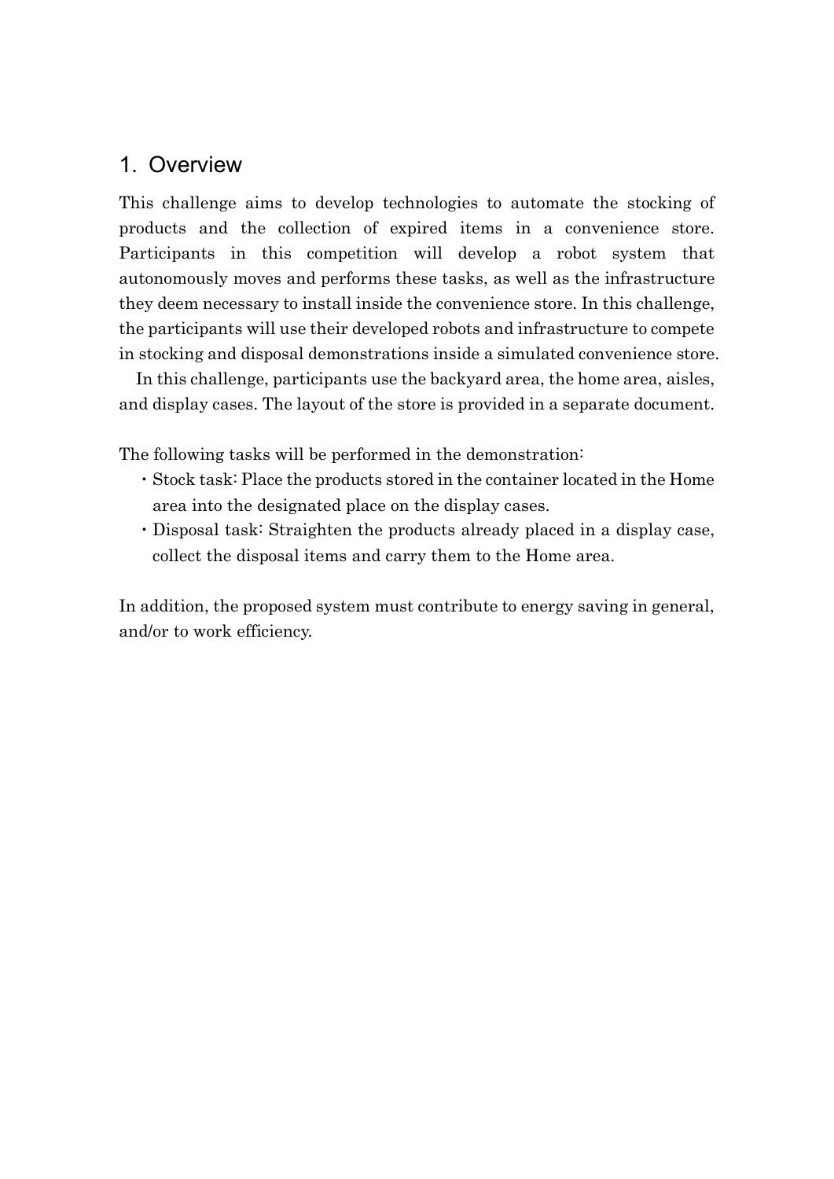## 1. Overview

This challenge aims to develop technologies to automate the stocking of products and the collection of expired items in a convenience store. Participants in this competition will develop a robot system that autonomously moves and performs these tasks, as well as the infrastructure they deem necessary to install inside the convenience store. In this challenge, the participants will use their developed robots and infrastructure to compete in stocking and disposal demonstrations inside a simulated convenience store.

In this challenge, participants use the backyard area, the home area, aisles, and display cases. The layout of the store is provided in a separate document.

The following tasks will be performed in the demonstration:

- Stock task: Place the products stored in the container located in the Home area into the designated place on the display cases.
- Disposal task: Straighten the products already placed in a display case, collect the disposal items and carry them to the Home area.

In addition, the proposed system must contribute to energy saving in general, and/or to work efficiency.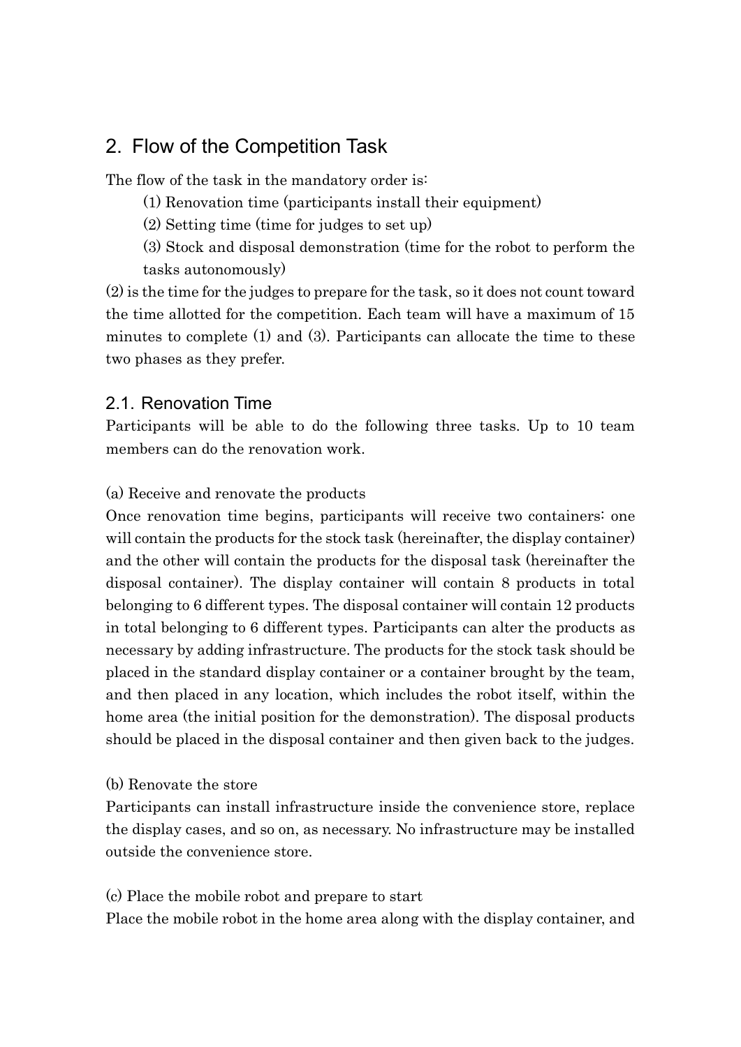## 2. Flow of the Competition Task

The flow of the task in the mandatory order is:

(1) Renovation time (participants install their equipment)

(2) Setting time (time for judges to set up)

(3) Stock and disposal demonstration (time for the robot to perform the tasks autonomously)

(2) is the time for the judges to prepare for the task, so it does not count toward the time allotted for the competition. Each team will have a maximum of 15 minutes to complete (1) and (3). Participants can allocate the time to these two phases as they prefer.

### 2.1. Renovation Time

Participants will be able to do the following three tasks. Up to 10 team members can do the renovation work.

(a) Receive and renovate the products

Once renovation time begins, participants will receive two containers: one will contain the products for the stock task (hereinafter, the display container) and the other will contain the products for the disposal task (hereinafter the disposal container). The display container will contain 8 products in total belonging to 6 different types. The disposal container will contain 12 products in total belonging to 6 different types. Participants can alter the products as necessary by adding infrastructure. The products for the stock task should be placed in the standard display container or a container brought by the team, and then placed in any location, which includes the robot itself, within the home area (the initial position for the demonstration). The disposal products should be placed in the disposal container and then given back to the judges.

(b) Renovate the store

Participants can install infrastructure inside the convenience store, replace the display cases, and so on, as necessary. No infrastructure may be installed outside the convenience store.

(c) Place the mobile robot and prepare to start

Place the mobile robot in the home area along with the display container, and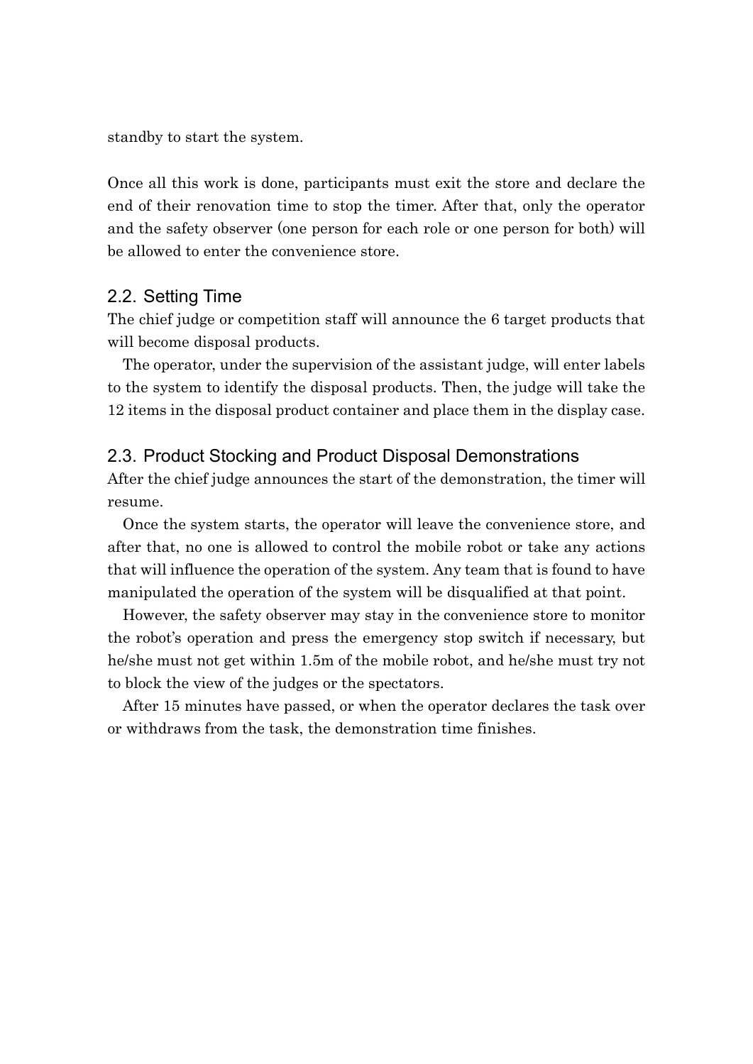standby to start the system.

Once all this work is done, participants must exit the store and declare the end of their renovation time to stop the timer. After that, only the operator and the safety observer (one person for each role or one person for both) will be allowed to enter the convenience store.

## 2.2. Setting Time

The chief judge or competition staff will announce the 6 target products that will become disposal products.

The operator, under the supervision of the assistant judge, will enter labels to the system to identify the disposal products. Then, the judge will take the 12 items in the disposal product container and place them in the display case.

## 2.3. Product Stocking and Product Disposal Demonstrations

After the chief judge announces the start of the demonstration, the timer will resume.

Once the system starts, the operator will leave the convenience store, and after that, no one is allowed to control the mobile robot or take any actions that will influence the operation of the system. Any team that is found to have manipulated the operation of the system will be disqualified at that point.

However, the safety observer may stay in the convenience store to monitor the robot's operation and press the emergency stop switch if necessary, but he/she must not get within 1.5m of the mobile robot, and he/she must try not to block the view of the judges or the spectators.

After 15 minutes have passed, or when the operator declares the task over or withdraws from the task, the demonstration time finishes.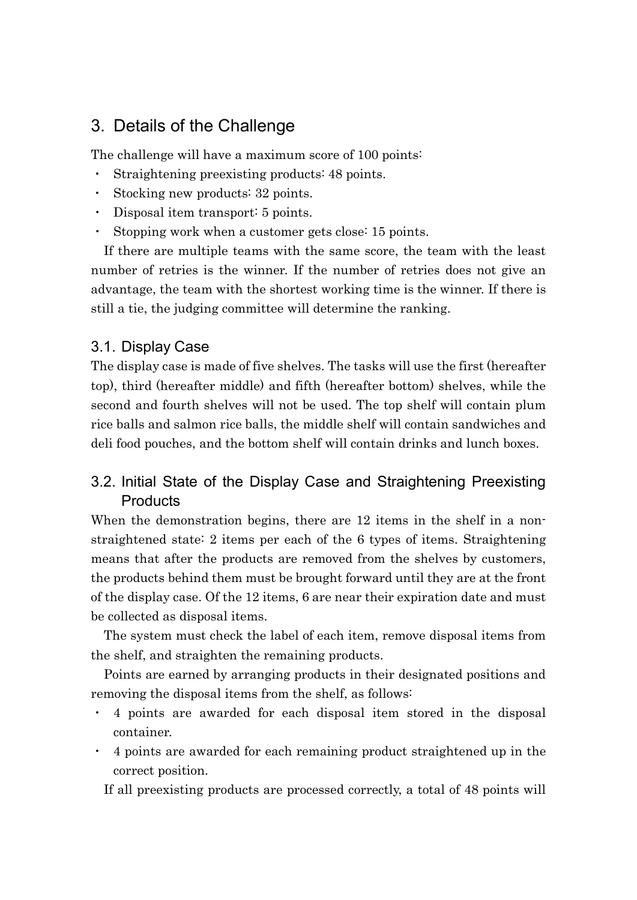## 3. Details of the Challenge

The challenge will have a maximum score of 100 points:

- Straightening preexisting products: 48 points.
- Stocking new products: 32 points.
- Disposal item transport: 5 points.
- Stopping work when a customer gets close: 15 points.

If there are multiple teams with the same score, the team with the least number of retries is the winner. If the number of retries does not give an advantage, the team with the shortest working time is the winner. If there is still a tie, the judging committee will determine the ranking.

### 3.1. Display Case

The display case is made of five shelves. The tasks will use the first (hereafter top), third (hereafter middle) and fifth (hereafter bottom) shelves, while the second and fourth shelves will not be used. The top shelf will contain plum rice balls and salmon rice balls, the middle shelf will contain sandwiches and deli food pouches, and the bottom shelf will contain drinks and lunch boxes.

### 3.2. Initial State of the Display Case and Straightening Preexisting Products

When the demonstration begins, there are 12 items in the shelf in a non-straightened state: 2 items per each of the 6 types of items. Straightening means that after the products are removed from the shelves by customers, the products behind them must be brought forward until they are at the front of the display case. Of the 12 items, 6 are near their expiration date and must be collected as disposal items.

The system must check the label of each item, remove disposal items from the shelf, and straighten the remaining products.

Points are earned by arranging products in their designated positions and removing the disposal items from the shelf, as follows:

- 4 points are awarded for each disposal item stored in the disposal container.
- 4 points are awarded for each remaining product straightened up in the correct position.

If all preexisting products are processed correctly, a total of 48 points will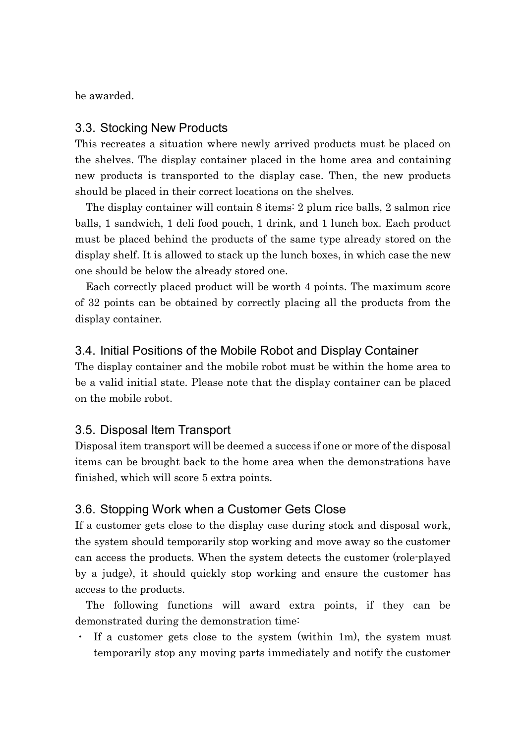be awarded.

## 3.3. Stocking New Products

This recreates a situation where newly arrived products must be placed on the shelves. The display container placed in the home area and containing new products is transported to the display case. Then, the new products should be placed in their correct locations on the shelves.

The display container will contain 8 items: 2 plum rice balls, 2 salmon rice balls, 1 sandwich, 1 deli food pouch, 1 drink, and 1 lunch box. Each product must be placed behind the products of the same type already stored on the display shelf. It is allowed to stack up the lunch boxes, in which case the new one should be below the already stored one.

Each correctly placed product will be worth 4 points. The maximum score of 32 points can be obtained by correctly placing all the products from the display container.

## 3.4. Initial Positions of the Mobile Robot and Display Container

The display container and the mobile robot must be within the home area to be a valid initial state. Please note that the display container can be placed on the mobile robot.

## 3.5. Disposal Item Transport

Disposal item transport will be deemed a success if one or more of the disposal items can be brought back to the home area when the demonstrations have finished, which will score 5 extra points.

## 3.6. Stopping Work when a Customer Gets Close

If a customer gets close to the display case during stock and disposal work, the system should temporarily stop working and move away so the customer can access the products. When the system detects the customer (role-played by a judge), it should quickly stop working and ensure the customer has access to the products.

The following functions will award extra points, if they can be demonstrated during the demonstration time:

- If a customer gets close to the system (within 1m), the system must temporarily stop any moving parts immediately and notify the customer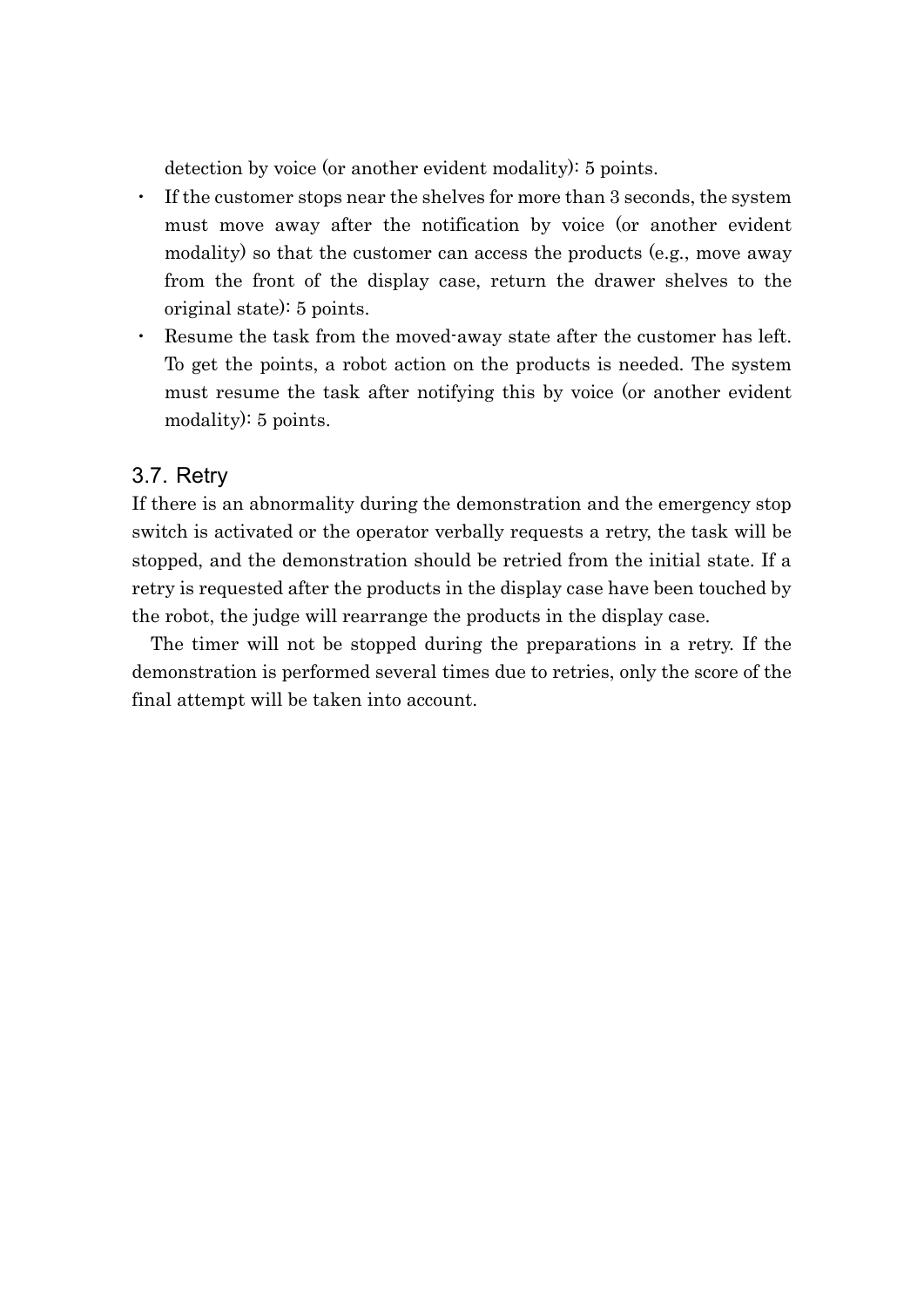detection by voice (or another evident modality): 5 points.

- If the customer stops near the shelves for more than 3 seconds, the system must move away after the notification by voice (or another evident modality) so that the customer can access the products (e.g., move away from the front of the display case, return the drawer shelves to the original state): 5 points.
- Resume the task from the moved-away state after the customer has left. To get the points, a robot action on the products is needed. The system must resume the task after notifying this by voice (or another evident modality): 5 points.

## 3.7. Retry

If there is an abnormality during the demonstration and the emergency stop switch is activated or the operator verbally requests a retry, the task will be stopped, and the demonstration should be retried from the initial state. If a retry is requested after the products in the display case have been touched by the robot, the judge will rearrange the products in the display case.

The timer will not be stopped during the preparations in a retry. If the demonstration is performed several times due to retries, only the score of the final attempt will be taken into account.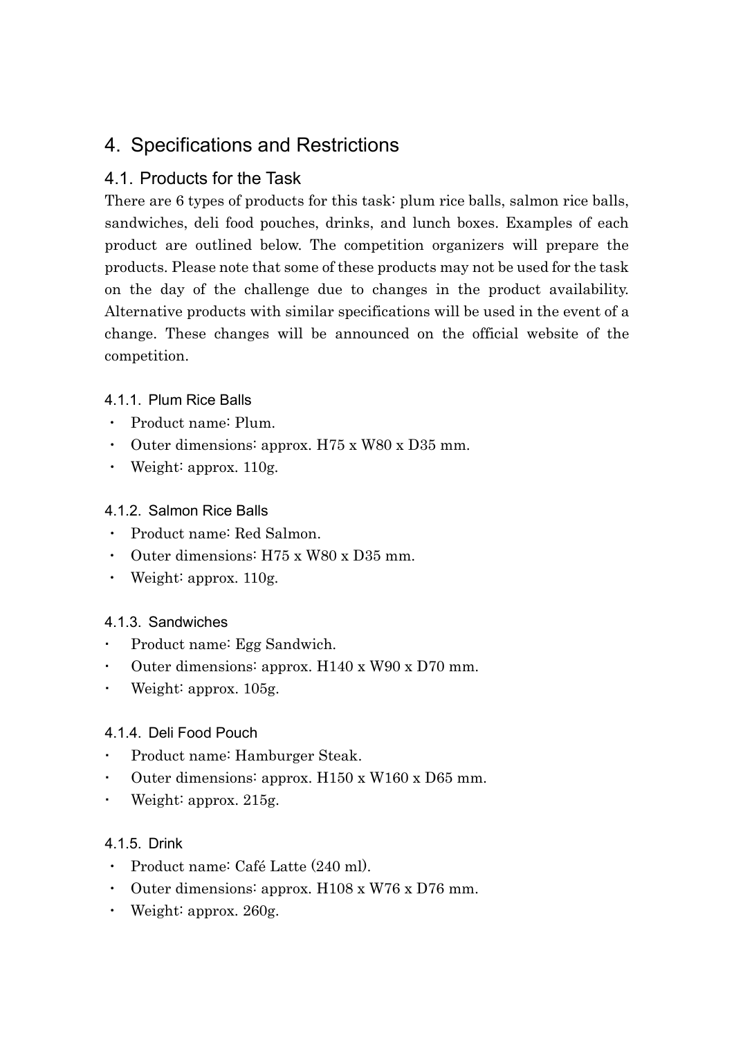# 4. Specifications and Restrictions

## 4.1. Products for the Task

There are 6 types of products for this task: plum rice balls, salmon rice balls, sandwiches, deli food pouches, drinks, and lunch boxes. Examples of each product are outlined below. The competition organizers will prepare the products. Please note that some of these products may not be used for the task on the day of the challenge due to changes in the product availability. Alternative products with similar specifications will be used in the event of a change. These changes will be announced on the official website of the competition.

### 4.1.1. Plum Rice Balls

- Product name: Plum.
- Outer dimensions: approx. H75 x W80 x D35 mm.
- Weight: approx. 110g.

### 4.1.2. Salmon Rice Balls

- Product name: Red Salmon.
- Outer dimensions: H75 x W80 x D35 mm.
- Weight: approx. 110g.

### 4.1.3. Sandwiches

- Product name: Egg Sandwich.
- Outer dimensions: approx. H140 x W90 x D70 mm.
- Weight: approx. 105g.

### 4.1.4. Deli Food Pouch

- Product name: Hamburger Steak.
- Outer dimensions: approx. H150 x W160 x D65 mm.
- Weight: approx. 215g.

### 4.1.5. Drink

- Product name: Café Latte (240 ml).
- Outer dimensions: approx. H108 x W76 x D76 mm.
- Weight: approx. 260g.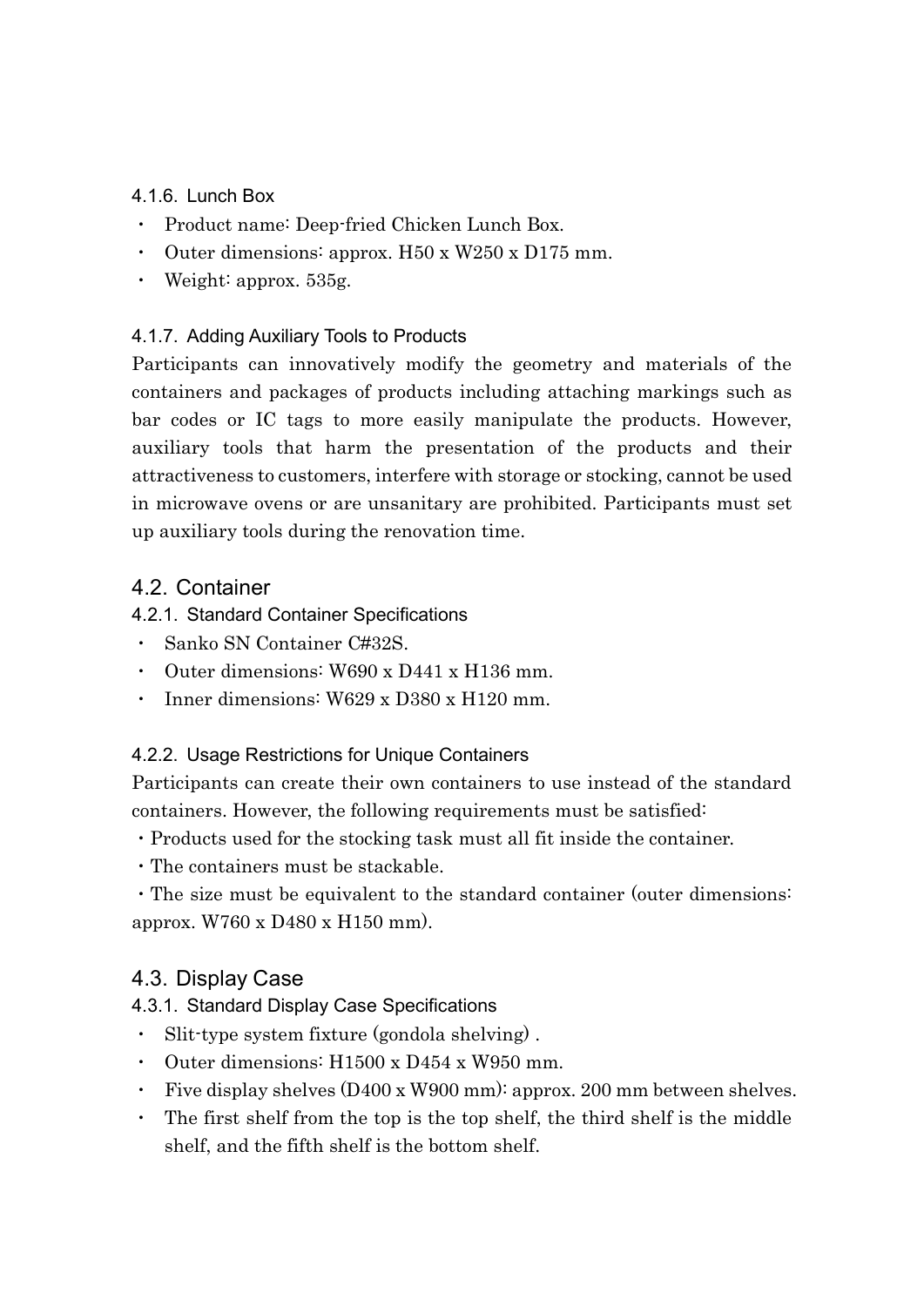#### 4.1.6. Lunch Box

- Product name: Deep-fried Chicken Lunch Box.
- Outer dimensions: approx. H50 x W250 x D175 mm.
- Weight: approx. 535g.

#### 4.1.7. Adding Auxiliary Tools to Products

Participants can innovatively modify the geometry and materials of the containers and packages of products including attaching markings such as bar codes or IC tags to more easily manipulate the products. However, auxiliary tools that harm the presentation of the products and their attractiveness to customers, interfere with storage or stocking, cannot be used in microwave ovens or are unsanitary are prohibited. Participants must set up auxiliary tools during the renovation time.

## 4.2. Container

#### 4.2.1. Standard Container Specifications

- Sanko SN Container C#32S.
- Outer dimensions: W690 x D441 x H136 mm.
- Inner dimensions: W629 x D380 x H120 mm.

#### 4.2.2. Usage Restrictions for Unique Containers

Participants can create their own containers to use instead of the standard containers. However, the following requirements must be satisfied:

- Products used for the stocking task must all fit inside the container.
- The containers must be stackable.
- The size must be equivalent to the standard container (outer dimensions: approx. W760 x D480 x H150 mm).

## 4.3. Display Case

#### 4.3.1. Standard Display Case Specifications

- Slit-type system fixture (gondola shelving) .
- Outer dimensions: H1500 x D454 x W950 mm.
- Five display shelves (D400 x W900 mm): approx. 200 mm between shelves.
- The first shelf from the top is the top shelf, the third shelf is the middle shelf, and the fifth shelf is the bottom shelf.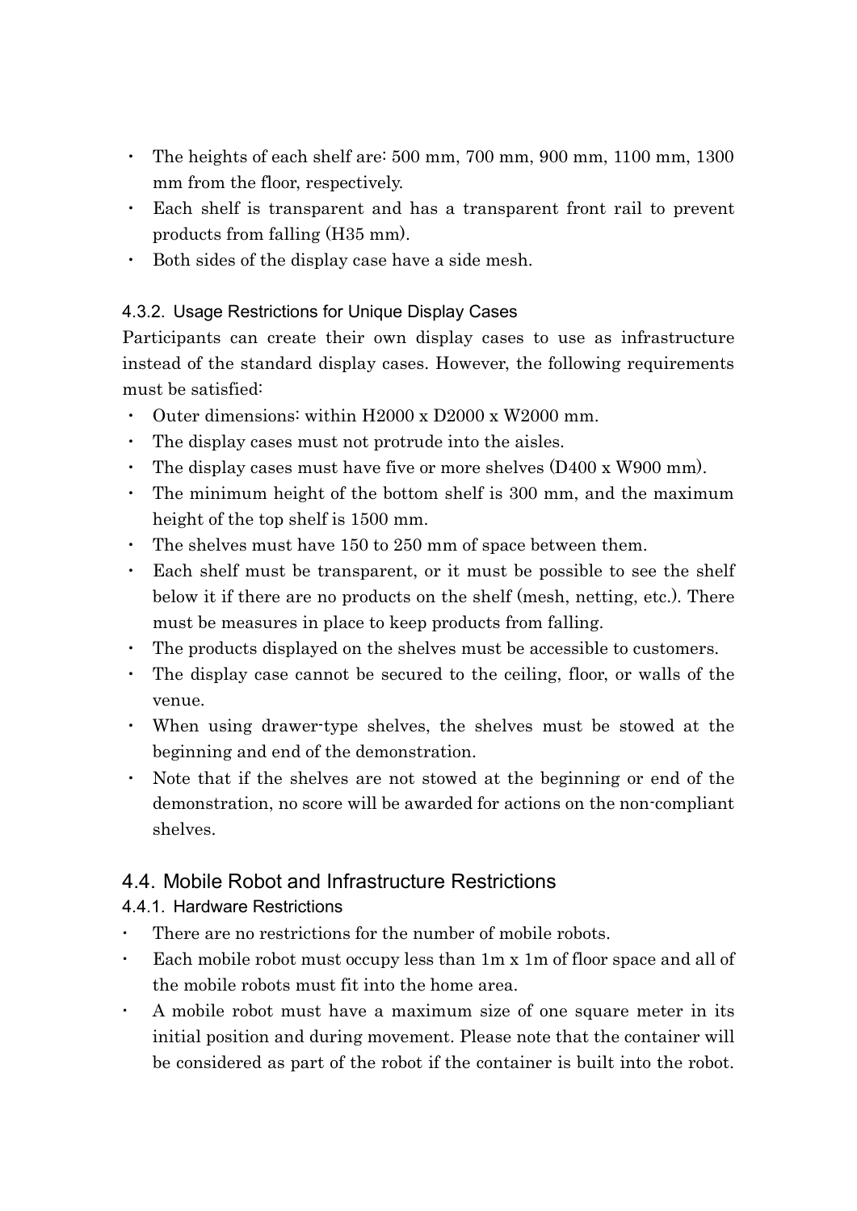- The heights of each shelf are: 500 mm, 700 mm, 900 mm, 1100 mm, 1300 mm from the floor, respectively.
- Each shelf is transparent and has a transparent front rail to prevent products from falling (H35 mm).
- Both sides of the display case have a side mesh.

#### 4.3.2. Usage Restrictions for Unique Display Cases

Participants can create their own display cases to use as infrastructure instead of the standard display cases. However, the following requirements must be satisfied:

- Outer dimensions: within H2000 x D2000 x W2000 mm.
- The display cases must not protrude into the aisles.
- The display cases must have five or more shelves (D400 x W900 mm).
- The minimum height of the bottom shelf is 300 mm, and the maximum height of the top shelf is 1500 mm.
- The shelves must have 150 to 250 mm of space between them.
- Each shelf must be transparent, or it must be possible to see the shelf below it if there are no products on the shelf (mesh, netting, etc.). There must be measures in place to keep products from falling.
- The products displayed on the shelves must be accessible to customers.
- The display case cannot be secured to the ceiling, floor, or walls of the venue.
- When using drawer-type shelves, the shelves must be stowed at the beginning and end of the demonstration.
- Note that if the shelves are not stowed at the beginning or end of the demonstration, no score will be awarded for actions on the non-compliant shelves.

## 4.4. Mobile Robot and Infrastructure Restrictions

### 4.4.1. Hardware Restrictions

- There are no restrictions for the number of mobile robots.
- Each mobile robot must occupy less than 1m x 1m of floor space and all of the mobile robots must fit into the home area.
- A mobile robot must have a maximum size of one square meter in its initial position and during movement. Please note that the container will be considered as part of the robot if the container is built into the robot.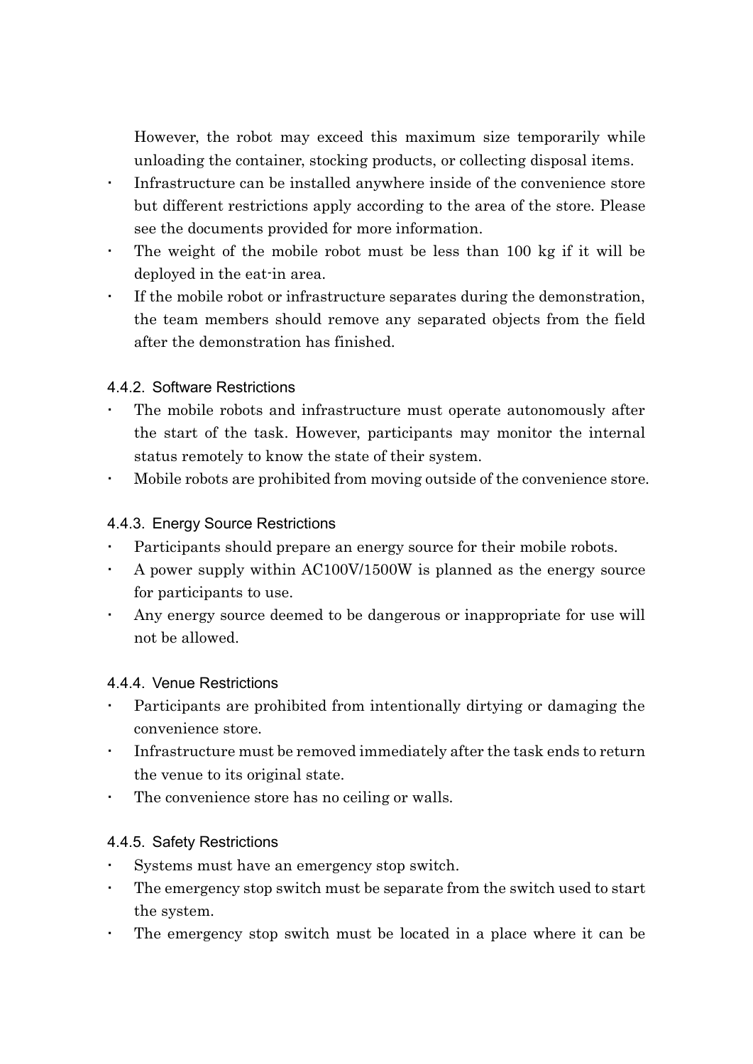However, the robot may exceed this maximum size temporarily while unloading the container, stocking products, or collecting disposal items.

- Infrastructure can be installed anywhere inside of the convenience store but different restrictions apply according to the area of the store. Please see the documents provided for more information.
- The weight of the mobile robot must be less than 100 kg if it will be deployed in the eat-in area.
- If the mobile robot or infrastructure separates during the demonstration, the team members should remove any separated objects from the field after the demonstration has finished.

### 4.4.2. Software Restrictions

- The mobile robots and infrastructure must operate autonomously after the start of the task. However, participants may monitor the internal status remotely to know the state of their system.
- Mobile robots are prohibited from moving outside of the convenience store.

### 4.4.3. Energy Source Restrictions

- Participants should prepare an energy source for their mobile robots.
- A power supply within AC100V/1500W is planned as the energy source for participants to use.
- Any energy source deemed to be dangerous or inappropriate for use will not be allowed.

### 4.4.4. Venue Restrictions

- Participants are prohibited from intentionally dirtying or damaging the convenience store.
- Infrastructure must be removed immediately after the task ends to return the venue to its original state.
- The convenience store has no ceiling or walls.

### 4.4.5. Safety Restrictions

- Systems must have an emergency stop switch.
- The emergency stop switch must be separate from the switch used to start the system.
- The emergency stop switch must be located in a place where it can be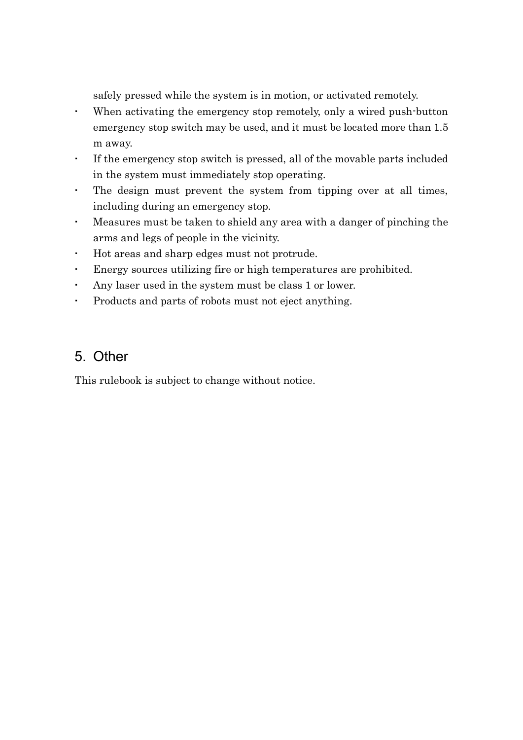safely pressed while the system is in motion, or activated remotely.

- When activating the emergency stop remotely, only a wired push-button emergency stop switch may be used, and it must be located more than 1.5 m away.
- If the emergency stop switch is pressed, all of the movable parts included in the system must immediately stop operating.
- The design must prevent the system from tipping over at all times, including during an emergency stop.
- Measures must be taken to shield any area with a danger of pinching the arms and legs of people in the vicinity.
- Hot areas and sharp edges must not protrude.
- Energy sources utilizing fire or high temperatures are prohibited.
- Any laser used in the system must be class 1 or lower.
- Products and parts of robots must not eject anything.

## 5. Other

This rulebook is subject to change without notice.